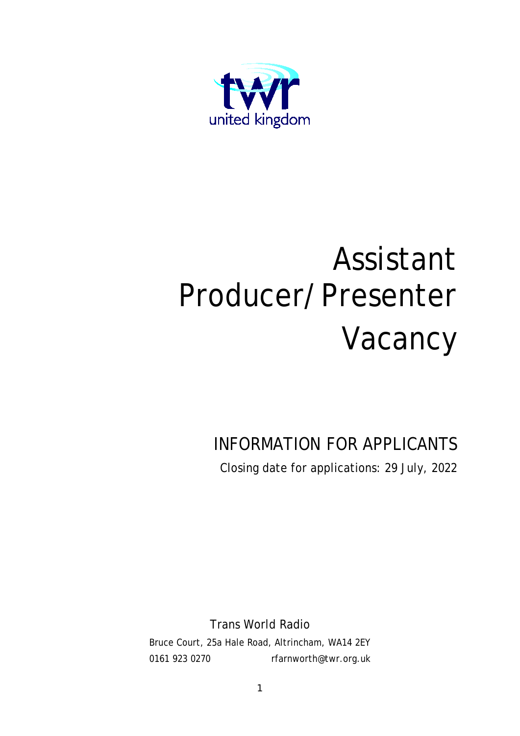twr
united kingdom

# Assistant Producer/Presenter Vacancy

## INFORMATION FOR APPLICANTS

Closing date for applications: 29 July, 2022

Trans World Radio

Bruce Court, 25a Hale Road, Altrincham, WA14 2EY

0161 923 0270 rfarnworth@twr.org.uk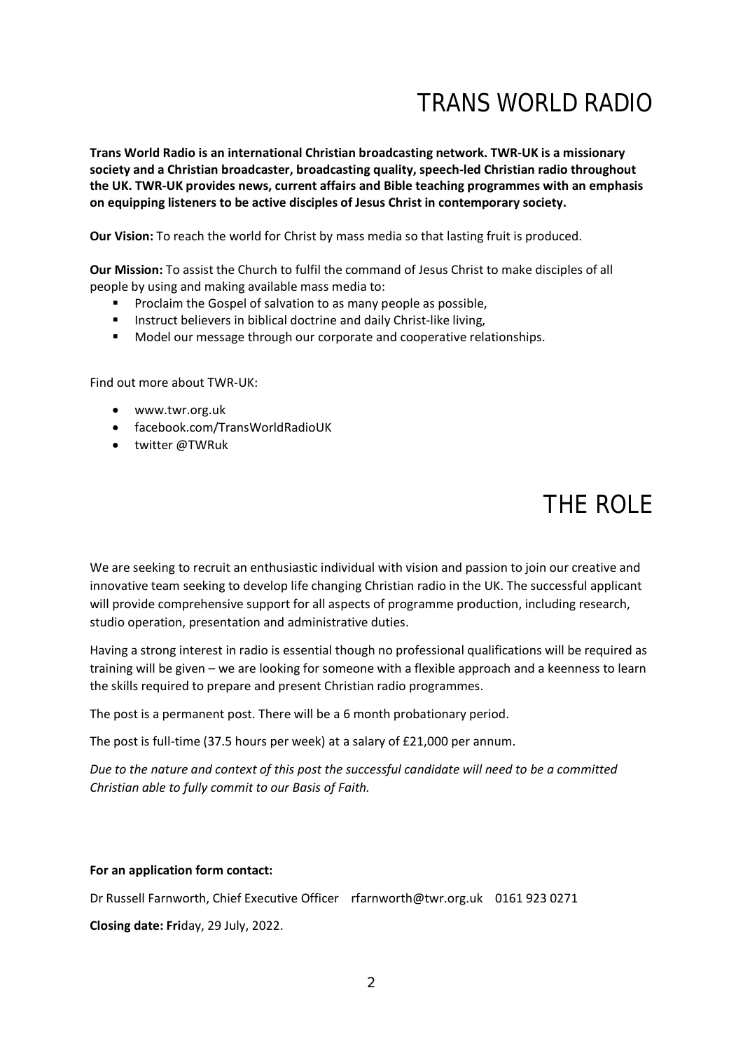# TRANS WORLD RADIO

**Trans World Radio is an international Christian broadcasting network. TWR-UK is a missionary society and a Christian broadcaster, broadcasting quality, speech-led Christian radio throughout the UK. TWR-UK provides news, current affairs and Bible teaching programmes with an emphasis on equipping listeners to be active disciples of Jesus Christ in contemporary society.**

**Our Vision:** To reach the world for Christ by mass media so that lasting fruit is produced.

**Our Mission:** To assist the Church to fulfil the command of Jesus Christ to make disciples of all people by using and making available mass media to:

- Proclaim the Gospel of salvation to as many people as possible,
- Instruct believers in biblical doctrine and daily Christ-like living,
- Model our message through our corporate and cooperative relationships.

Find out more about TWR-UK:

- www.twr.org.uk
- facebook.com/TransWorldRadioUK
- twitter @TWRuk

# THE ROLE

We are seeking to recruit an enthusiastic individual with vision and passion to join our creative and innovative team seeking to develop life changing Christian radio in the UK. The successful applicant will provide comprehensive support for all aspects of programme production, including research, studio operation, presentation and administrative duties.

Having a strong interest in radio is essential though no professional qualifications will be required as training will be given – we are looking for someone with a flexible approach and a keenness to learn the skills required to prepare and present Christian radio programmes.

The post is a permanent post. There will be a 6 month probationary period.

The post is full-time (37.5 hours per week) at a salary of £21,000 per annum.

*Due to the nature and context of this post the successful candidate will need to be a committed Christian able to fully commit to our Basis of Faith.*

**For an application form contact:**

Dr Russell Farnworth, Chief Executive Officer rfarnworth@twr.org.uk 0161 923 0271

**Closing date: Fri**day, 29 July, 2022.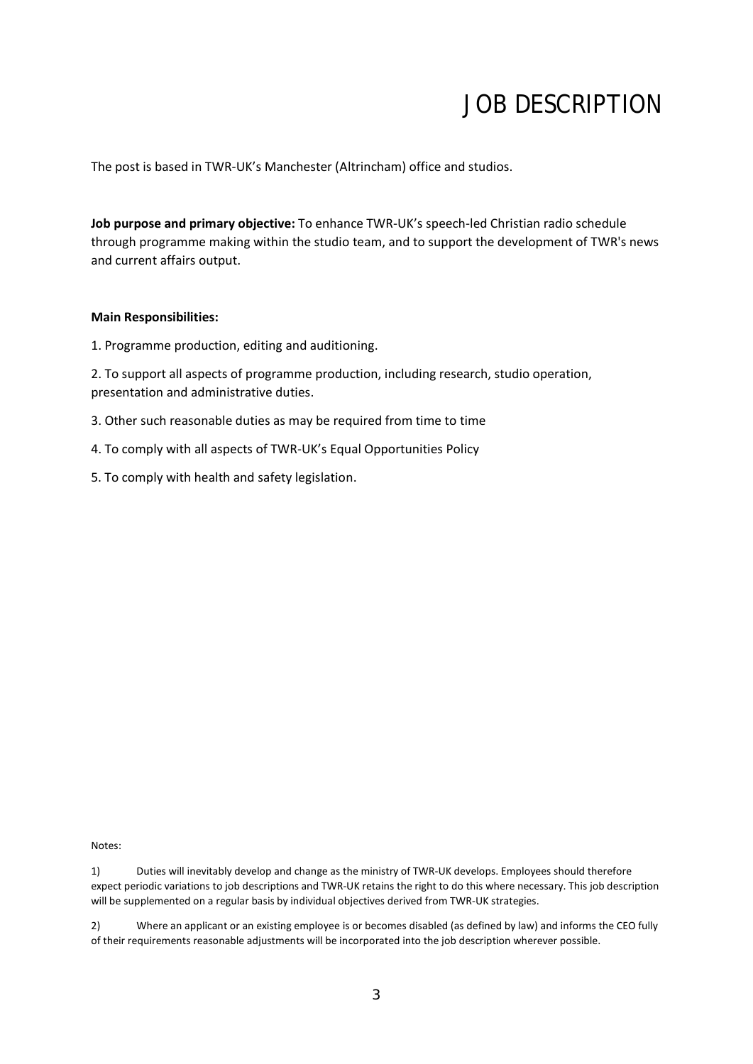# JOB DESCRIPTION

The post is based in TWR-UK's Manchester (Altrincham) office and studios.

**Job purpose and primary objective:** To enhance TWR-UK's speech-led Christian radio schedule through programme making within the studio team, and to support the development of TWR's news and current affairs output.

**Main Responsibilities:**

1. Programme production, editing and auditioning.
2. To support all aspects of programme production, including research, studio operation, presentation and administrative duties.
3. Other such reasonable duties as may be required from time to time
4. To comply with all aspects of TWR-UK's Equal Opportunities Policy
5. To comply with health and safety legislation.

Notes:

1) Duties will inevitably develop and change as the ministry of TWR-UK develops. Employees should therefore expect periodic variations to job descriptions and TWR-UK retains the right to do this where necessary. This job description will be supplemented on a regular basis by individual objectives derived from TWR-UK strategies.

2) Where an applicant or an existing employee is or becomes disabled (as defined by law) and informs the CEO fully of their requirements reasonable adjustments will be incorporated into the job description wherever possible.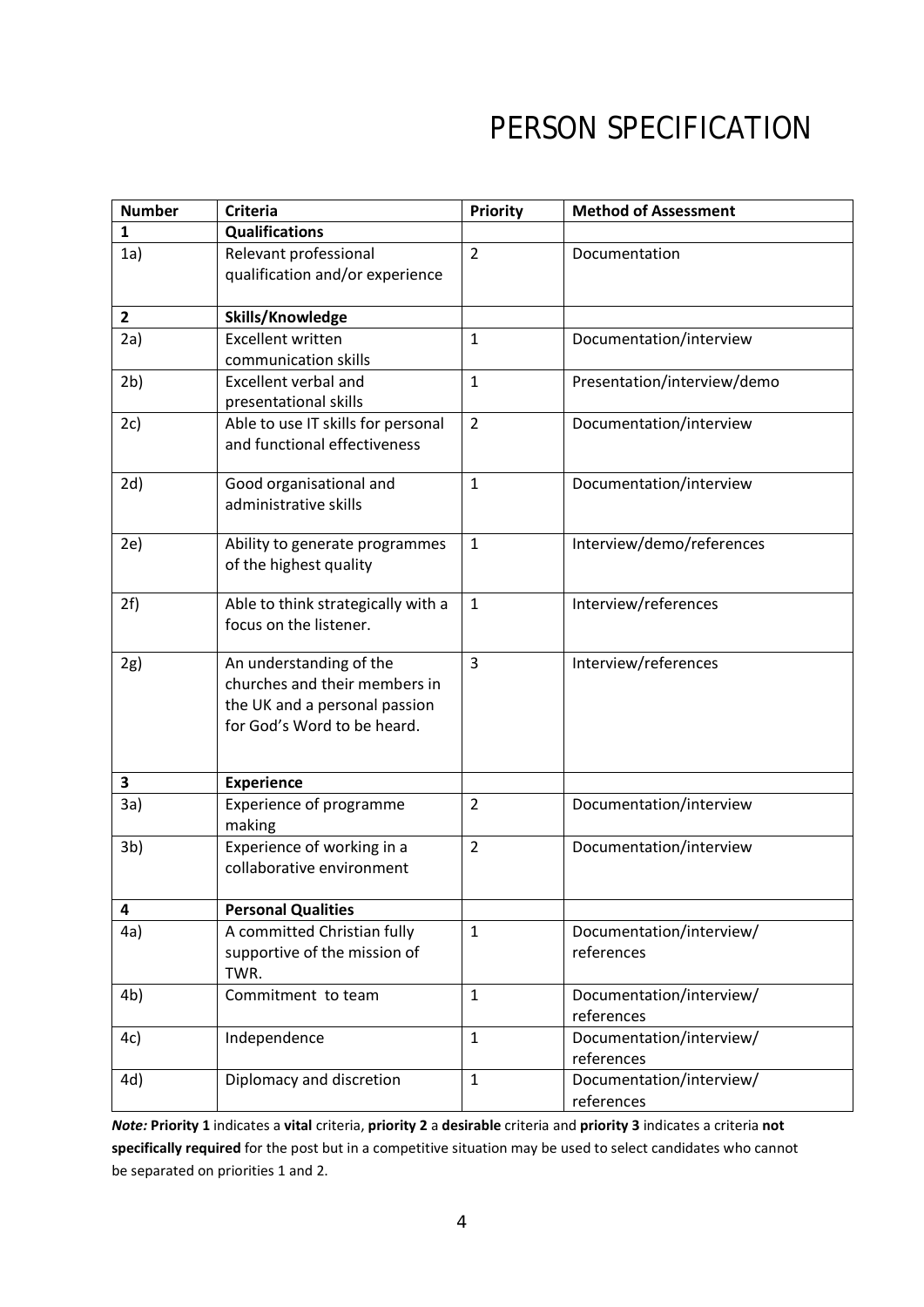# PERSON SPECIFICATION

| Number | Criteria | Priority | Method of Assessment |
|---|---|---|---|
| **1** | **Qualifications** | | |
| 1a) | Relevant professional qualification and/or experience | 2 | Documentation |
| **2** | **Skills/Knowledge** | | |
| 2a) | Excellent written communication skills | 1 | Documentation/interview |
| 2b) | Excellent verbal and presentational skills | 1 | Presentation/interview/demo |
| 2c) | Able to use IT skills for personal and functional effectiveness | 2 | Documentation/interview |
| 2d) | Good organisational and administrative skills | 1 | Documentation/interview |
| 2e) | Ability to generate programmes of the highest quality | 1 | Interview/demo/references |
| 2f) | Able to think strategically with a focus on the listener. | 1 | Interview/references |
| 2g) | An understanding of the churches and their members in the UK and a personal passion for God's Word to be heard. | 3 | Interview/references |
| **3** | **Experience** | | |
| 3a) | Experience of programme making | 2 | Documentation/interview |
| 3b) | Experience of working in a collaborative environment | 2 | Documentation/interview |
| **4** | **Personal Qualities** | | |
| 4a) | A committed Christian fully supportive of the mission of TWR. | 1 | Documentation/interview/ references |
| 4b) | Commitment to team | 1 | Documentation/interview/ references |
| 4c) | Independence | 1 | Documentation/interview/ references |
| 4d) | Diplomacy and discretion | 1 | Documentation/interview/ references |

***Note:*** **Priority 1** indicates a **vital** criteria, **priority 2** a **desirable** criteria and **priority 3** indicates a criteria **not specifically required** for the post but in a competitive situation may be used to select candidates who cannot be separated on priorities 1 and 2.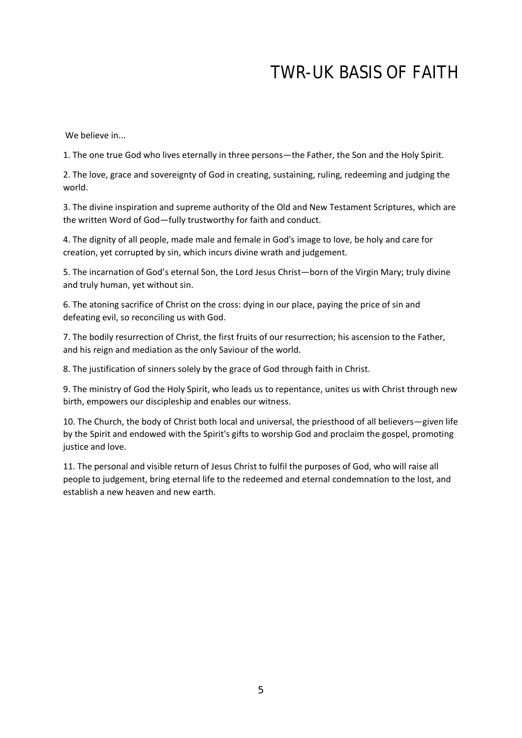# TWR-UK BASIS OF FAITH

We believe in...

1. The one true God who lives eternally in three persons—the Father, the Son and the Holy Spirit.

2. The love, grace and sovereignty of God in creating, sustaining, ruling, redeeming and judging the world.

3. The divine inspiration and supreme authority of the Old and New Testament Scriptures, which are the written Word of God—fully trustworthy for faith and conduct.

4. The dignity of all people, made male and female in God's image to love, be holy and care for creation, yet corrupted by sin, which incurs divine wrath and judgement.

5. The incarnation of God's eternal Son, the Lord Jesus Christ—born of the Virgin Mary; truly divine and truly human, yet without sin.

6. The atoning sacrifice of Christ on the cross: dying in our place, paying the price of sin and defeating evil, so reconciling us with God.

7. The bodily resurrection of Christ, the first fruits of our resurrection; his ascension to the Father, and his reign and mediation as the only Saviour of the world.

8. The justification of sinners solely by the grace of God through faith in Christ.

9. The ministry of God the Holy Spirit, who leads us to repentance, unites us with Christ through new birth, empowers our discipleship and enables our witness.

10. The Church, the body of Christ both local and universal, the priesthood of all believers—given life by the Spirit and endowed with the Spirit's gifts to worship God and proclaim the gospel, promoting justice and love.

11. The personal and visible return of Jesus Christ to fulfil the purposes of God, who will raise all people to judgement, bring eternal life to the redeemed and eternal condemnation to the lost, and establish a new heaven and new earth.